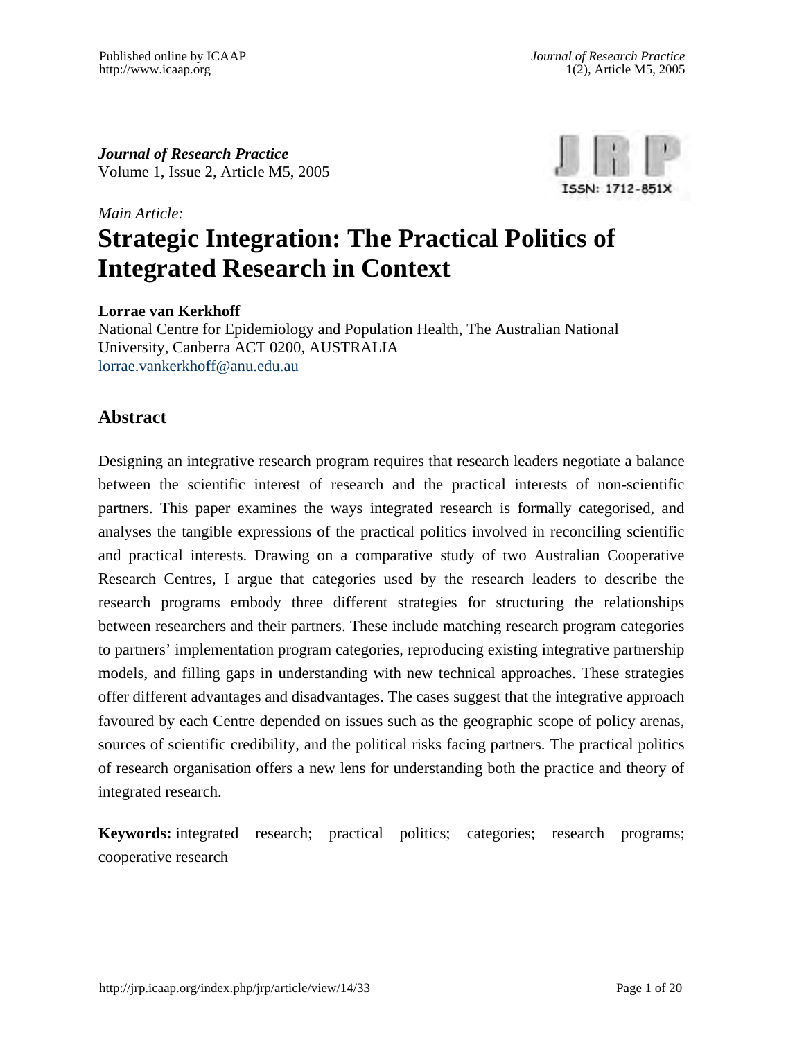***Journal of Research Practice***
Volume 1, Issue 2, Article M5, 2005

*Main Article:*

# Strategic Integration: The Practical Politics of Integrated Research in Context

**Lorrae van Kerkhoff**
National Centre for Epidemiology and Population Health, The Australian National University, Canberra ACT 0200, AUSTRALIA
lorrae.vankerkhoff@anu.edu.au

## Abstract

Designing an integrative research program requires that research leaders negotiate a balance between the scientific interest of research and the practical interests of non-scientific partners. This paper examines the ways integrated research is formally categorised, and analyses the tangible expressions of the practical politics involved in reconciling scientific and practical interests. Drawing on a comparative study of two Australian Cooperative Research Centres, I argue that categories used by the research leaders to describe the research programs embody three different strategies for structuring the relationships between researchers and their partners. These include matching research program categories to partners' implementation program categories, reproducing existing integrative partnership models, and filling gaps in understanding with new technical approaches. These strategies offer different advantages and disadvantages. The cases suggest that the integrative approach favoured by each Centre depended on issues such as the geographic scope of policy arenas, sources of scientific credibility, and the political risks facing partners. The practical politics of research organisation offers a new lens for understanding both the practice and theory of integrated research.

**Keywords:** integrated research; practical politics; categories; research programs; cooperative research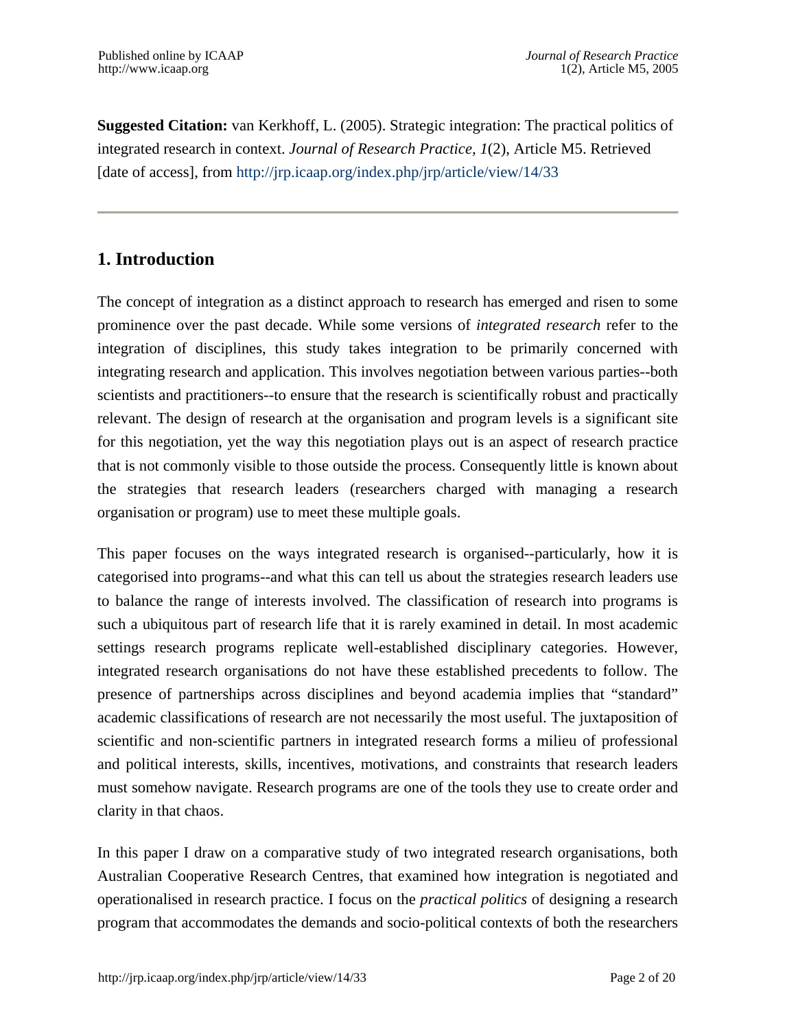**Suggested Citation:** van Kerkhoff, L. (2005). Strategic integration: The practical politics of integrated research in context. *Journal of Research Practice, 1*(2), Article M5. Retrieved [date of access], from http://jrp.icaap.org/index.php/jrp/article/view/14/33

---

## 1. Introduction

The concept of integration as a distinct approach to research has emerged and risen to some prominence over the past decade. While some versions of *integrated research* refer to the integration of disciplines, this study takes integration to be primarily concerned with integrating research and application. This involves negotiation between various parties--both scientists and practitioners--to ensure that the research is scientifically robust and practically relevant. The design of research at the organisation and program levels is a significant site for this negotiation, yet the way this negotiation plays out is an aspect of research practice that is not commonly visible to those outside the process. Consequently little is known about the strategies that research leaders (researchers charged with managing a research organisation or program) use to meet these multiple goals.

This paper focuses on the ways integrated research is organised--particularly, how it is categorised into programs--and what this can tell us about the strategies research leaders use to balance the range of interests involved. The classification of research into programs is such a ubiquitous part of research life that it is rarely examined in detail. In most academic settings research programs replicate well-established disciplinary categories. However, integrated research organisations do not have these established precedents to follow. The presence of partnerships across disciplines and beyond academia implies that "standard" academic classifications of research are not necessarily the most useful. The juxtaposition of scientific and non-scientific partners in integrated research forms a milieu of professional and political interests, skills, incentives, motivations, and constraints that research leaders must somehow navigate. Research programs are one of the tools they use to create order and clarity in that chaos.

In this paper I draw on a comparative study of two integrated research organisations, both Australian Cooperative Research Centres, that examined how integration is negotiated and operationalised in research practice. I focus on the *practical politics* of designing a research program that accommodates the demands and socio-political contexts of both the researchers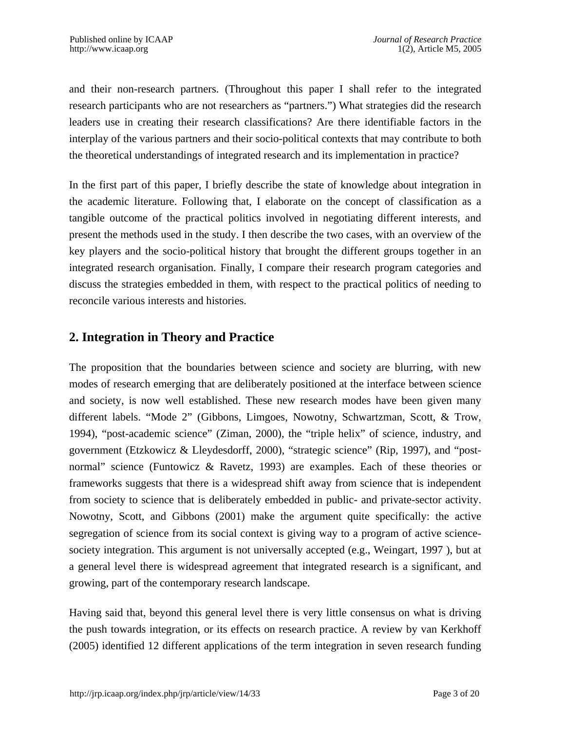and their non-research partners. (Throughout this paper I shall refer to the integrated research participants who are not researchers as "partners.") What strategies did the research leaders use in creating their research classifications? Are there identifiable factors in the interplay of the various partners and their socio-political contexts that may contribute to both the theoretical understandings of integrated research and its implementation in practice?

In the first part of this paper, I briefly describe the state of knowledge about integration in the academic literature. Following that, I elaborate on the concept of classification as a tangible outcome of the practical politics involved in negotiating different interests, and present the methods used in the study. I then describe the two cases, with an overview of the key players and the socio-political history that brought the different groups together in an integrated research organisation. Finally, I compare their research program categories and discuss the strategies embedded in them, with respect to the practical politics of needing to reconcile various interests and histories.

## 2. Integration in Theory and Practice

The proposition that the boundaries between science and society are blurring, with new modes of research emerging that are deliberately positioned at the interface between science and society, is now well established. These new research modes have been given many different labels. "Mode 2" (Gibbons, Limgoes, Nowotny, Schwartzman, Scott, & Trow, 1994), "post-academic science" (Ziman, 2000), the "triple helix" of science, industry, and government (Etzkowicz & Lleydesdorff, 2000), "strategic science" (Rip, 1997), and "post-normal" science (Funtowicz & Ravetz, 1993) are examples. Each of these theories or frameworks suggests that there is a widespread shift away from science that is independent from society to science that is deliberately embedded in public- and private-sector activity. Nowotny, Scott, and Gibbons (2001) make the argument quite specifically: the active segregation of science from its social context is giving way to a program of active science-society integration. This argument is not universally accepted (e.g., Weingart, 1997 ), but at a general level there is widespread agreement that integrated research is a significant, and growing, part of the contemporary research landscape.

Having said that, beyond this general level there is very little consensus on what is driving the push towards integration, or its effects on research practice. A review by van Kerkhoff (2005) identified 12 different applications of the term integration in seven research funding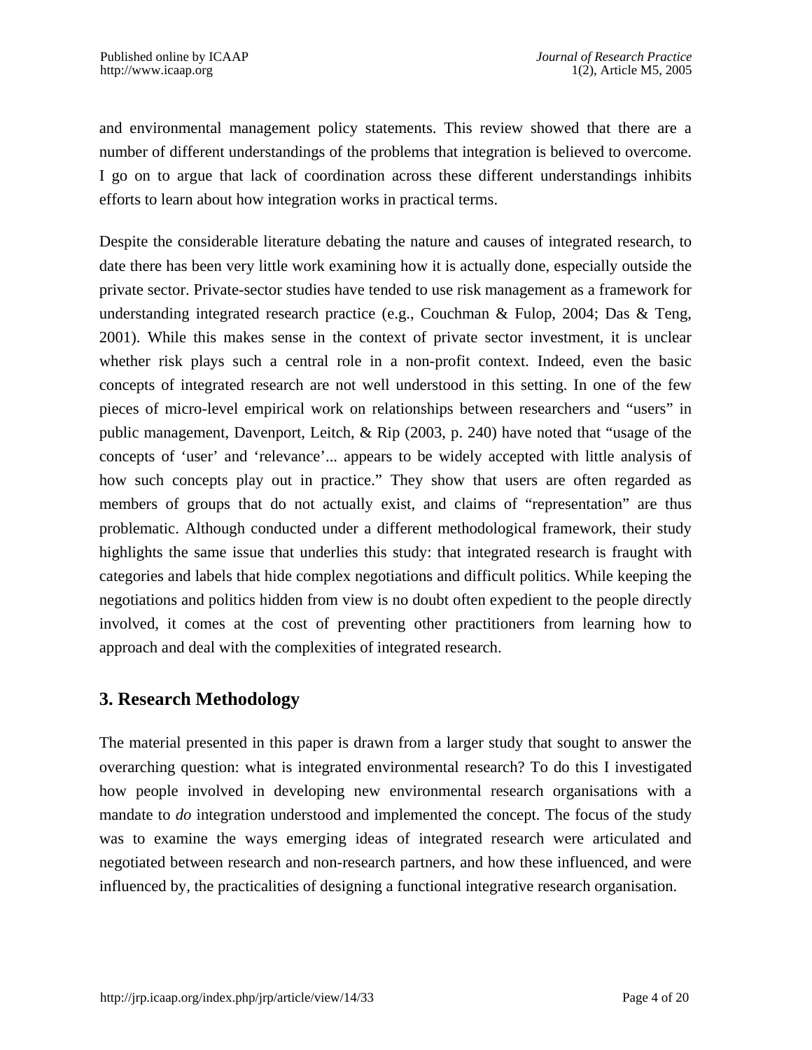and environmental management policy statements. This review showed that there are a number of different understandings of the problems that integration is believed to overcome. I go on to argue that lack of coordination across these different understandings inhibits efforts to learn about how integration works in practical terms.

Despite the considerable literature debating the nature and causes of integrated research, to date there has been very little work examining how it is actually done, especially outside the private sector. Private-sector studies have tended to use risk management as a framework for understanding integrated research practice (e.g., Couchman & Fulop, 2004; Das & Teng, 2001). While this makes sense in the context of private sector investment, it is unclear whether risk plays such a central role in a non-profit context. Indeed, even the basic concepts of integrated research are not well understood in this setting. In one of the few pieces of micro-level empirical work on relationships between researchers and "users" in public management, Davenport, Leitch, & Rip (2003, p. 240) have noted that "usage of the concepts of 'user' and 'relevance'... appears to be widely accepted with little analysis of how such concepts play out in practice." They show that users are often regarded as members of groups that do not actually exist, and claims of "representation" are thus problematic. Although conducted under a different methodological framework, their study highlights the same issue that underlies this study: that integrated research is fraught with categories and labels that hide complex negotiations and difficult politics. While keeping the negotiations and politics hidden from view is no doubt often expedient to the people directly involved, it comes at the cost of preventing other practitioners from learning how to approach and deal with the complexities of integrated research.

## 3. Research Methodology

The material presented in this paper is drawn from a larger study that sought to answer the overarching question: what is integrated environmental research? To do this I investigated how people involved in developing new environmental research organisations with a mandate to *do* integration understood and implemented the concept. The focus of the study was to examine the ways emerging ideas of integrated research were articulated and negotiated between research and non-research partners, and how these influenced, and were influenced by, the practicalities of designing a functional integrative research organisation.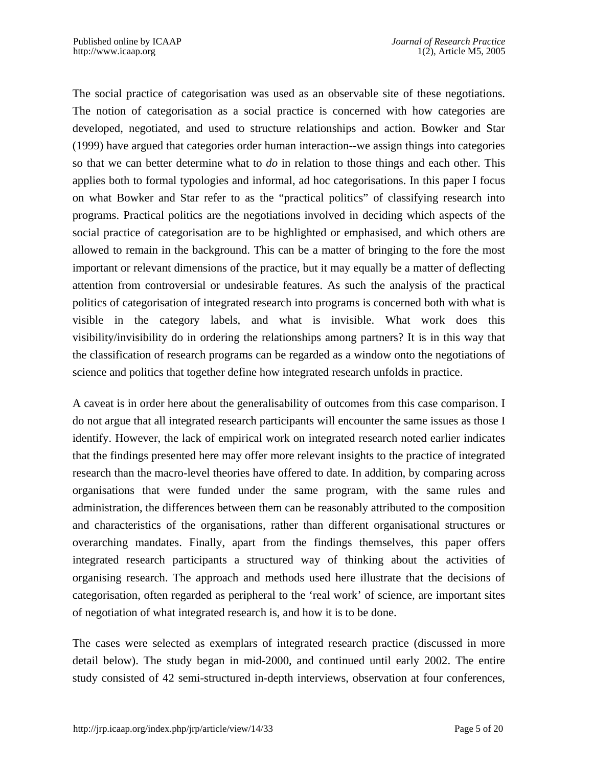The social practice of categorisation was used as an observable site of these negotiations. The notion of categorisation as a social practice is concerned with how categories are developed, negotiated, and used to structure relationships and action. Bowker and Star (1999) have argued that categories order human interaction--we assign things into categories so that we can better determine what to *do* in relation to those things and each other. This applies both to formal typologies and informal, ad hoc categorisations. In this paper I focus on what Bowker and Star refer to as the "practical politics" of classifying research into programs. Practical politics are the negotiations involved in deciding which aspects of the social practice of categorisation are to be highlighted or emphasised, and which others are allowed to remain in the background. This can be a matter of bringing to the fore the most important or relevant dimensions of the practice, but it may equally be a matter of deflecting attention from controversial or undesirable features. As such the analysis of the practical politics of categorisation of integrated research into programs is concerned both with what is visible in the category labels, and what is invisible. What work does this visibility/invisibility do in ordering the relationships among partners? It is in this way that the classification of research programs can be regarded as a window onto the negotiations of science and politics that together define how integrated research unfolds in practice.

A caveat is in order here about the generalisability of outcomes from this case comparison. I do not argue that all integrated research participants will encounter the same issues as those I identify. However, the lack of empirical work on integrated research noted earlier indicates that the findings presented here may offer more relevant insights to the practice of integrated research than the macro-level theories have offered to date. In addition, by comparing across organisations that were funded under the same program, with the same rules and administration, the differences between them can be reasonably attributed to the composition and characteristics of the organisations, rather than different organisational structures or overarching mandates. Finally, apart from the findings themselves, this paper offers integrated research participants a structured way of thinking about the activities of organising research. The approach and methods used here illustrate that the decisions of categorisation, often regarded as peripheral to the 'real work' of science, are important sites of negotiation of what integrated research is, and how it is to be done.

The cases were selected as exemplars of integrated research practice (discussed in more detail below). The study began in mid-2000, and continued until early 2002. The entire study consisted of 42 semi-structured in-depth interviews, observation at four conferences,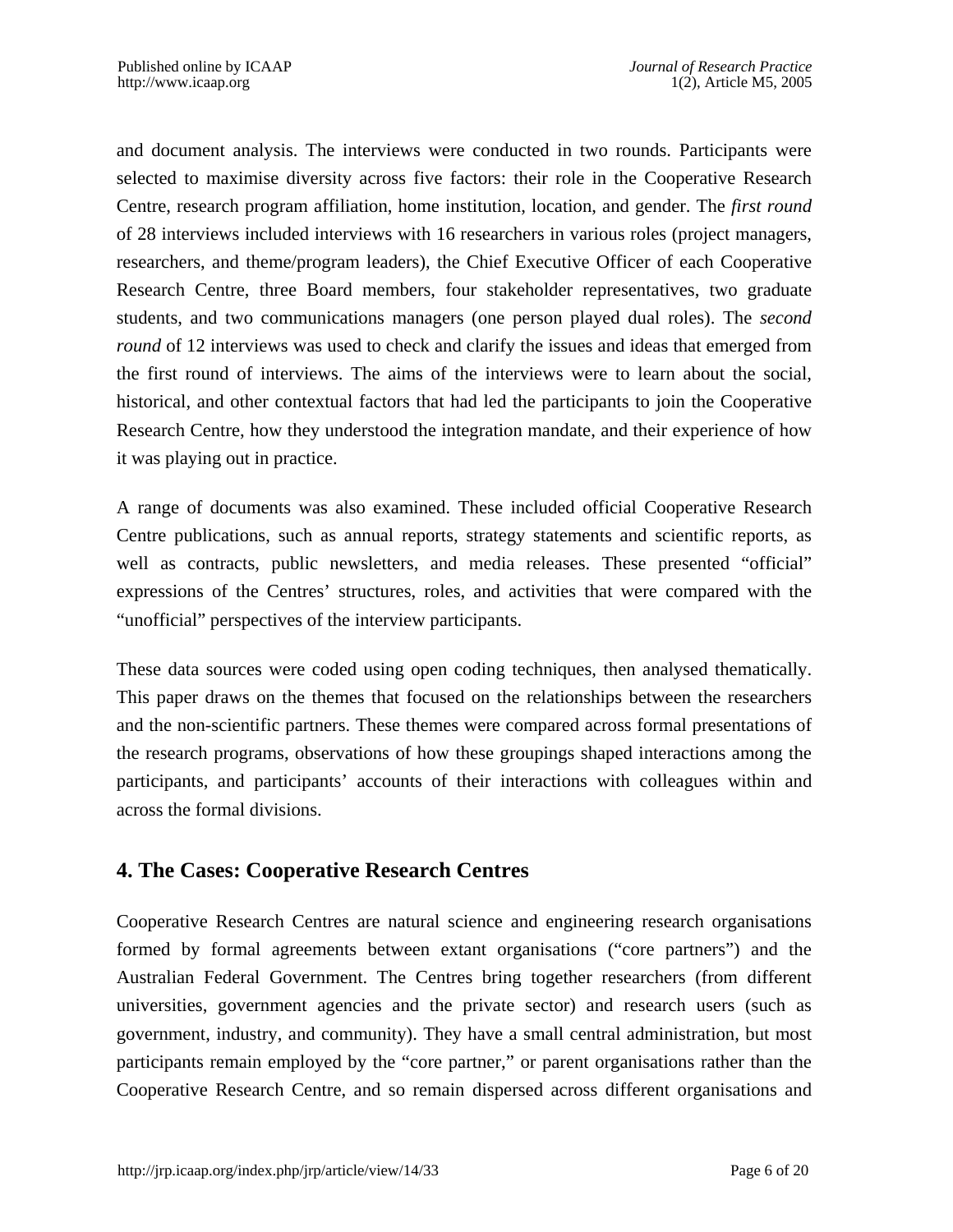and document analysis. The interviews were conducted in two rounds. Participants were selected to maximise diversity across five factors: their role in the Cooperative Research Centre, research program affiliation, home institution, location, and gender. The *first round* of 28 interviews included interviews with 16 researchers in various roles (project managers, researchers, and theme/program leaders), the Chief Executive Officer of each Cooperative Research Centre, three Board members, four stakeholder representatives, two graduate students, and two communications managers (one person played dual roles). The *second round* of 12 interviews was used to check and clarify the issues and ideas that emerged from the first round of interviews. The aims of the interviews were to learn about the social, historical, and other contextual factors that had led the participants to join the Cooperative Research Centre, how they understood the integration mandate, and their experience of how it was playing out in practice.

A range of documents was also examined. These included official Cooperative Research Centre publications, such as annual reports, strategy statements and scientific reports, as well as contracts, public newsletters, and media releases. These presented "official" expressions of the Centres' structures, roles, and activities that were compared with the "unofficial" perspectives of the interview participants.

These data sources were coded using open coding techniques, then analysed thematically. This paper draws on the themes that focused on the relationships between the researchers and the non-scientific partners. These themes were compared across formal presentations of the research programs, observations of how these groupings shaped interactions among the participants, and participants' accounts of their interactions with colleagues within and across the formal divisions.

## 4. The Cases: Cooperative Research Centres

Cooperative Research Centres are natural science and engineering research organisations formed by formal agreements between extant organisations ("core partners") and the Australian Federal Government. The Centres bring together researchers (from different universities, government agencies and the private sector) and research users (such as government, industry, and community). They have a small central administration, but most participants remain employed by the "core partner," or parent organisations rather than the Cooperative Research Centre, and so remain dispersed across different organisations and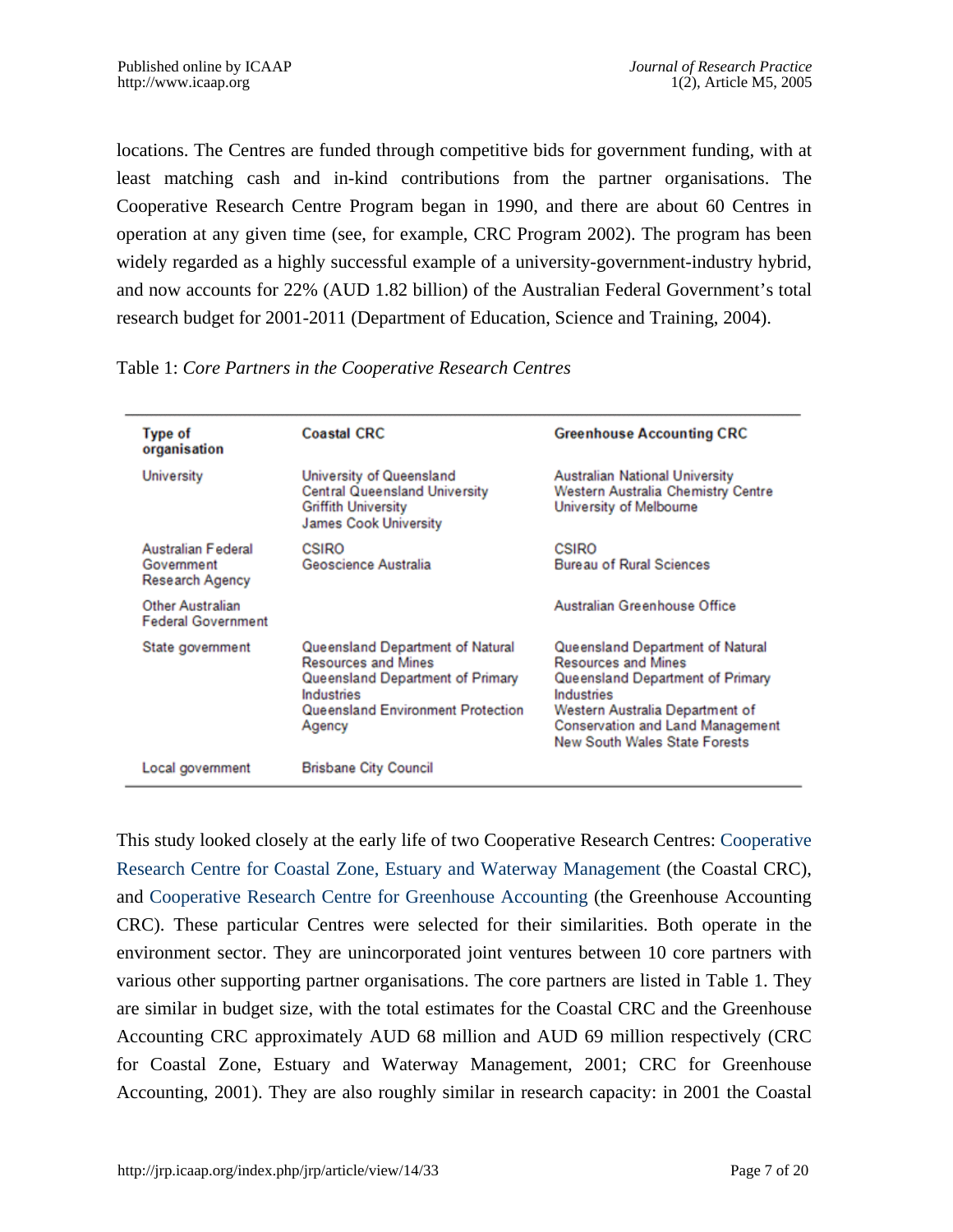locations. The Centres are funded through competitive bids for government funding, with at least matching cash and in-kind contributions from the partner organisations. The Cooperative Research Centre Program began in 1990, and there are about 60 Centres in operation at any given time (see, for example, CRC Program 2002). The program has been widely regarded as a highly successful example of a university-government-industry hybrid, and now accounts for 22% (AUD 1.82 billion) of the Australian Federal Government's total research budget for 2001-2011 (Department of Education, Science and Training, 2004).

Table 1: *Core Partners in the Cooperative Research Centres*

| Type of organisation | Coastal CRC | Greenhouse Accounting CRC |
|---|---|---|
| University | University of Queensland<br>Central Queensland University<br>Griffith University<br>James Cook University | Australian National University<br>Western Australia Chemistry Centre<br>University of Melbourne |
| Australian Federal Government Research Agency | CSIRO<br>Geoscience Australia | CSIRO<br>Bureau of Rural Sciences |
| Other Australian Federal Government | | Australian Greenhouse Office |
| State government | Queensland Department of Natural Resources and Mines<br>Queensland Department of Primary Industries<br>Queensland Environment Protection Agency | Queensland Department of Natural Resources and Mines<br>Queensland Department of Primary Industries<br>Western Australia Department of Conservation and Land Management<br>New South Wales State Forests |
| Local government | Brisbane City Council | |

This study looked closely at the early life of two Cooperative Research Centres: Cooperative Research Centre for Coastal Zone, Estuary and Waterway Management (the Coastal CRC), and Cooperative Research Centre for Greenhouse Accounting (the Greenhouse Accounting CRC). These particular Centres were selected for their similarities. Both operate in the environment sector. They are unincorporated joint ventures between 10 core partners with various other supporting partner organisations. The core partners are listed in Table 1. They are similar in budget size, with the total estimates for the Coastal CRC and the Greenhouse Accounting CRC approximately AUD 68 million and AUD 69 million respectively (CRC for Coastal Zone, Estuary and Waterway Management, 2001; CRC for Greenhouse Accounting, 2001). They are also roughly similar in research capacity: in 2001 the Coastal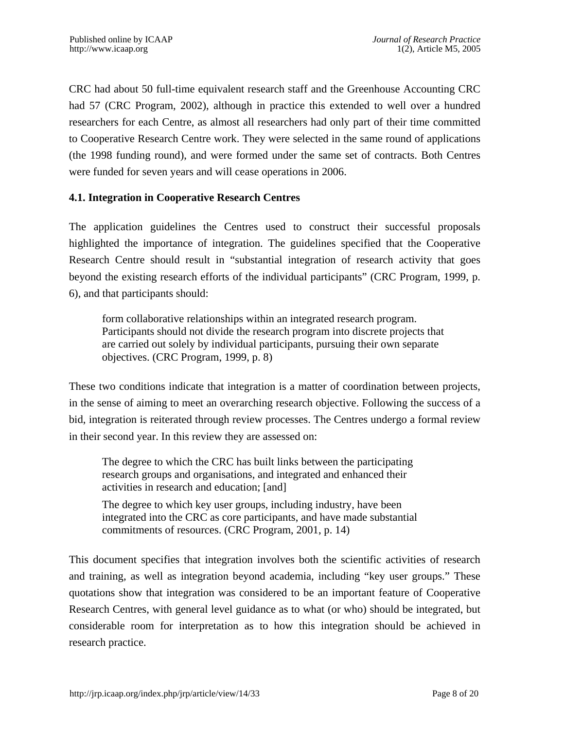CRC had about 50 full-time equivalent research staff and the Greenhouse Accounting CRC had 57 (CRC Program, 2002), although in practice this extended to well over a hundred researchers for each Centre, as almost all researchers had only part of their time committed to Cooperative Research Centre work. They were selected in the same round of applications (the 1998 funding round), and were formed under the same set of contracts. Both Centres were funded for seven years and will cease operations in 2006.

### 4.1. Integration in Cooperative Research Centres

The application guidelines the Centres used to construct their successful proposals highlighted the importance of integration. The guidelines specified that the Cooperative Research Centre should result in "substantial integration of research activity that goes beyond the existing research efforts of the individual participants" (CRC Program, 1999, p. 6), and that participants should:

> form collaborative relationships within an integrated research program. Participants should not divide the research program into discrete projects that are carried out solely by individual participants, pursuing their own separate objectives. (CRC Program, 1999, p. 8)

These two conditions indicate that integration is a matter of coordination between projects, in the sense of aiming to meet an overarching research objective. Following the success of a bid, integration is reiterated through review processes. The Centres undergo a formal review in their second year. In this review they are assessed on:

> The degree to which the CRC has built links between the participating research groups and organisations, and integrated and enhanced their activities in research and education; [and]
>
> The degree to which key user groups, including industry, have been integrated into the CRC as core participants, and have made substantial commitments of resources. (CRC Program, 2001, p. 14)

This document specifies that integration involves both the scientific activities of research and training, as well as integration beyond academia, including "key user groups." These quotations show that integration was considered to be an important feature of Cooperative Research Centres, with general level guidance as to what (or who) should be integrated, but considerable room for interpretation as to how this integration should be achieved in research practice.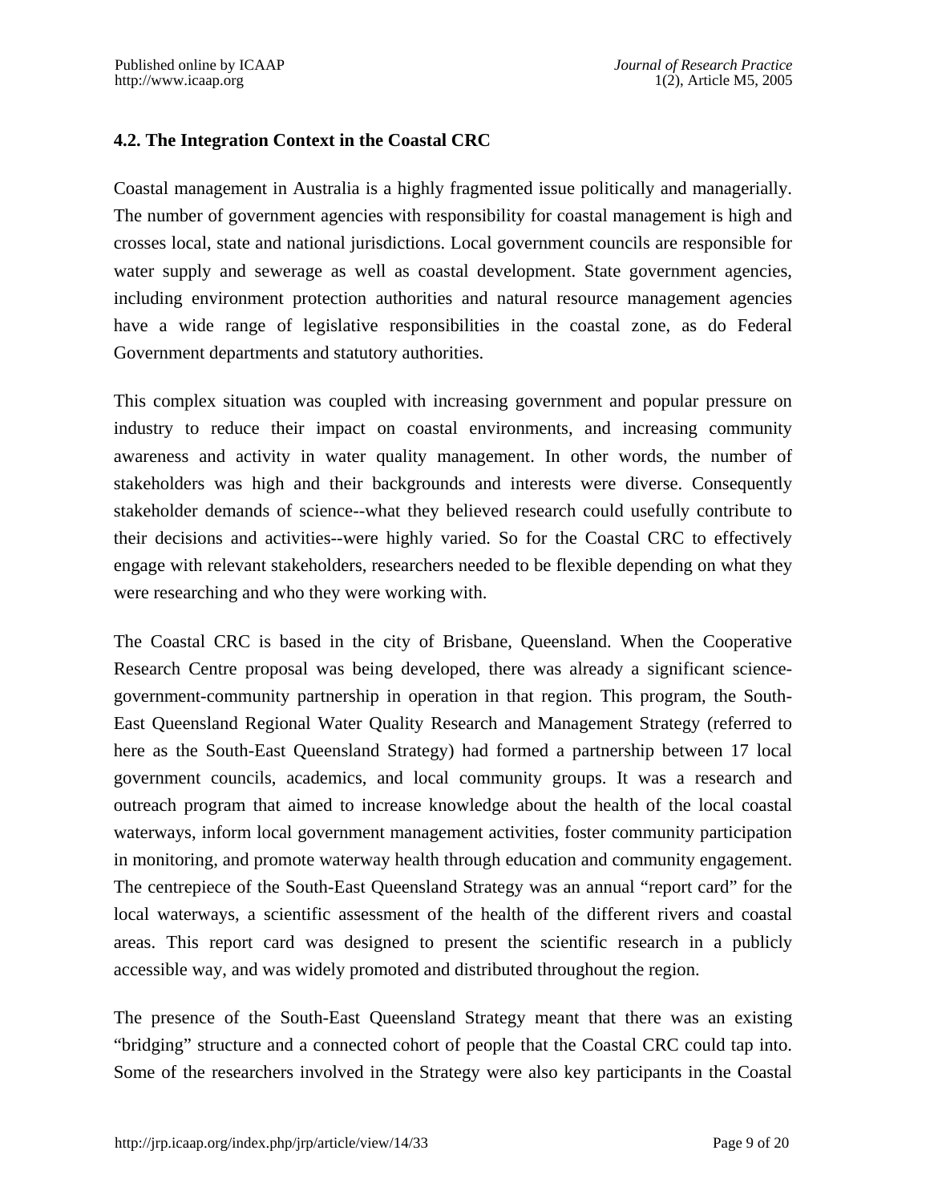### 4.2. The Integration Context in the Coastal CRC

Coastal management in Australia is a highly fragmented issue politically and managerially. The number of government agencies with responsibility for coastal management is high and crosses local, state and national jurisdictions. Local government councils are responsible for water supply and sewerage as well as coastal development. State government agencies, including environment protection authorities and natural resource management agencies have a wide range of legislative responsibilities in the coastal zone, as do Federal Government departments and statutory authorities.

This complex situation was coupled with increasing government and popular pressure on industry to reduce their impact on coastal environments, and increasing community awareness and activity in water quality management. In other words, the number of stakeholders was high and their backgrounds and interests were diverse. Consequently stakeholder demands of science--what they believed research could usefully contribute to their decisions and activities--were highly varied. So for the Coastal CRC to effectively engage with relevant stakeholders, researchers needed to be flexible depending on what they were researching and who they were working with.

The Coastal CRC is based in the city of Brisbane, Queensland. When the Cooperative Research Centre proposal was being developed, there was already a significant science-government-community partnership in operation in that region. This program, the South-East Queensland Regional Water Quality Research and Management Strategy (referred to here as the South-East Queensland Strategy) had formed a partnership between 17 local government councils, academics, and local community groups. It was a research and outreach program that aimed to increase knowledge about the health of the local coastal waterways, inform local government management activities, foster community participation in monitoring, and promote waterway health through education and community engagement. The centrepiece of the South-East Queensland Strategy was an annual "report card" for the local waterways, a scientific assessment of the health of the different rivers and coastal areas. This report card was designed to present the scientific research in a publicly accessible way, and was widely promoted and distributed throughout the region.

The presence of the South-East Queensland Strategy meant that there was an existing "bridging" structure and a connected cohort of people that the Coastal CRC could tap into. Some of the researchers involved in the Strategy were also key participants in the Coastal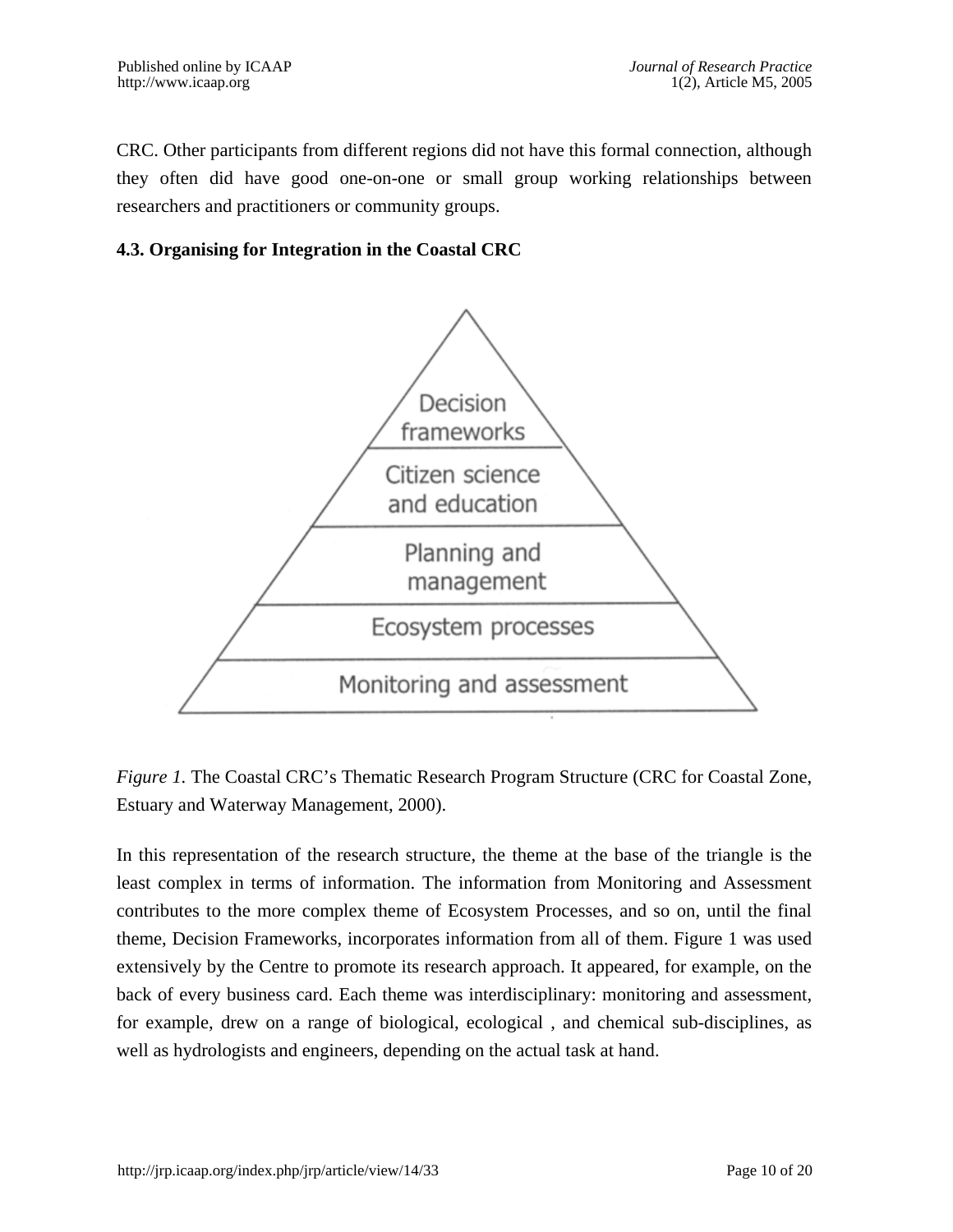CRC. Other participants from different regions did not have this formal connection, although they often did have good one-on-one or small group working relationships between researchers and practitioners or community groups.

### 4.3. Organising for Integration in the Coastal CRC

Decision frameworks

Citizen science and education

Planning and management

Ecosystem processes

Monitoring and assessment

*Figure 1.* The Coastal CRC's Thematic Research Program Structure (CRC for Coastal Zone, Estuary and Waterway Management, 2000).

In this representation of the research structure, the theme at the base of the triangle is the least complex in terms of information. The information from Monitoring and Assessment contributes to the more complex theme of Ecosystem Processes, and so on, until the final theme, Decision Frameworks, incorporates information from all of them. Figure 1 was used extensively by the Centre to promote its research approach. It appeared, for example, on the back of every business card. Each theme was interdisciplinary: monitoring and assessment, for example, drew on a range of biological, ecological , and chemical sub-disciplines, as well as hydrologists and engineers, depending on the actual task at hand.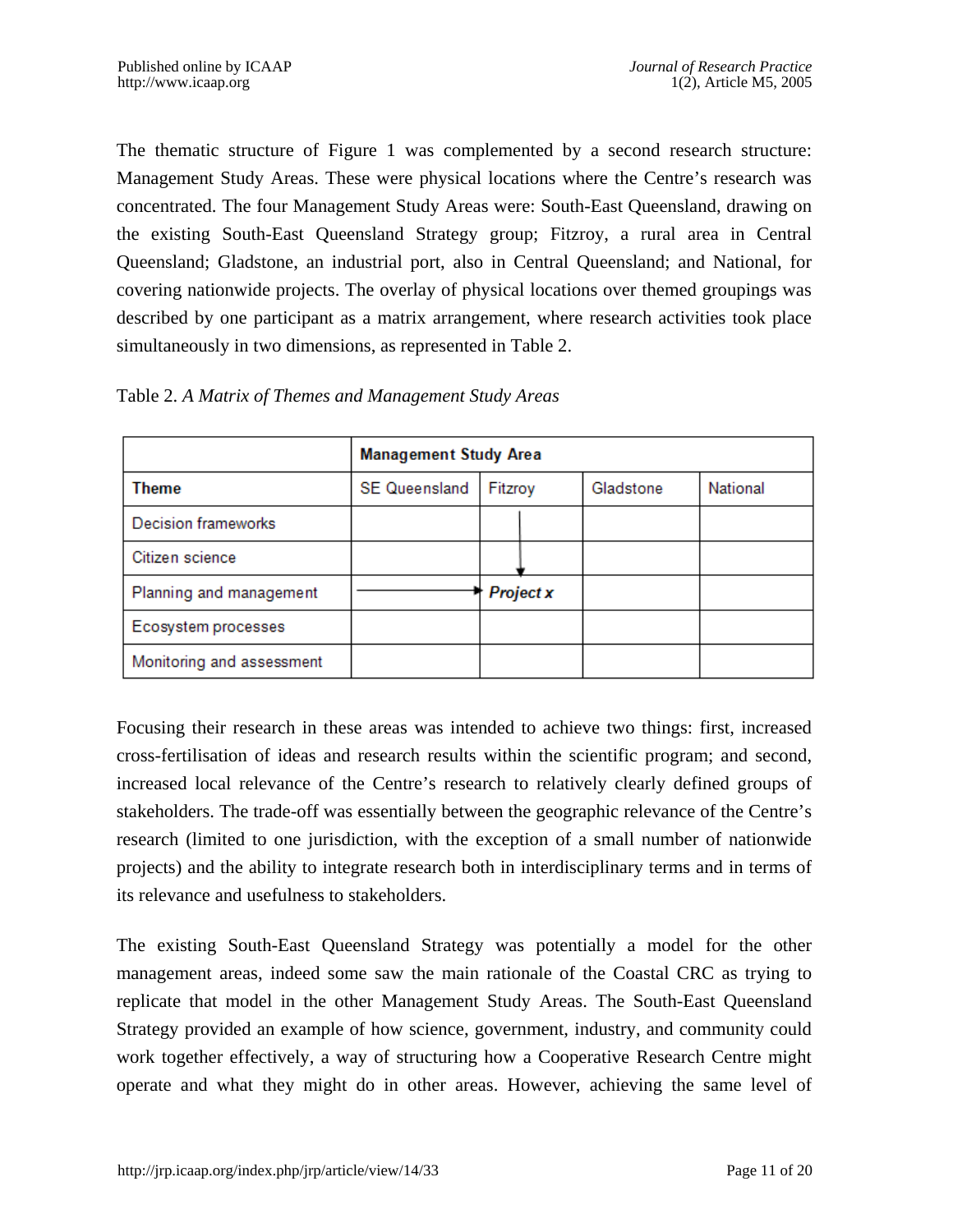The thematic structure of Figure 1 was complemented by a second research structure: Management Study Areas. These were physical locations where the Centre's research was concentrated. The four Management Study Areas were: South-East Queensland, drawing on the existing South-East Queensland Strategy group; Fitzroy, a rural area in Central Queensland; Gladstone, an industrial port, also in Central Queensland; and National, for covering nationwide projects. The overlay of physical locations over themed groupings was described by one participant as a matrix arrangement, where research activities took place simultaneously in two dimensions, as represented in Table 2.

Table 2. *A Matrix of Themes and Management Study Areas*

| | **Management Study Area** | | | |
|---|---|---|---|---|
| **Theme** | SE Queensland | Fitzroy | Gladstone | National |
| Decision frameworks | | ↓ | | |
| Citizen science | | ↓ | | |
| Planning and management | ⟶ | ***Project x*** | | |
| Ecosystem processes | | | | |
| Monitoring and assessment | | | | |

Focusing their research in these areas was intended to achieve two things: first, increased cross-fertilisation of ideas and research results within the scientific program; and second, increased local relevance of the Centre's research to relatively clearly defined groups of stakeholders. The trade-off was essentially between the geographic relevance of the Centre's research (limited to one jurisdiction, with the exception of a small number of nationwide projects) and the ability to integrate research both in interdisciplinary terms and in terms of its relevance and usefulness to stakeholders.

The existing South-East Queensland Strategy was potentially a model for the other management areas, indeed some saw the main rationale of the Coastal CRC as trying to replicate that model in the other Management Study Areas. The South-East Queensland Strategy provided an example of how science, government, industry, and community could work together effectively, a way of structuring how a Cooperative Research Centre might operate and what they might do in other areas. However, achieving the same level of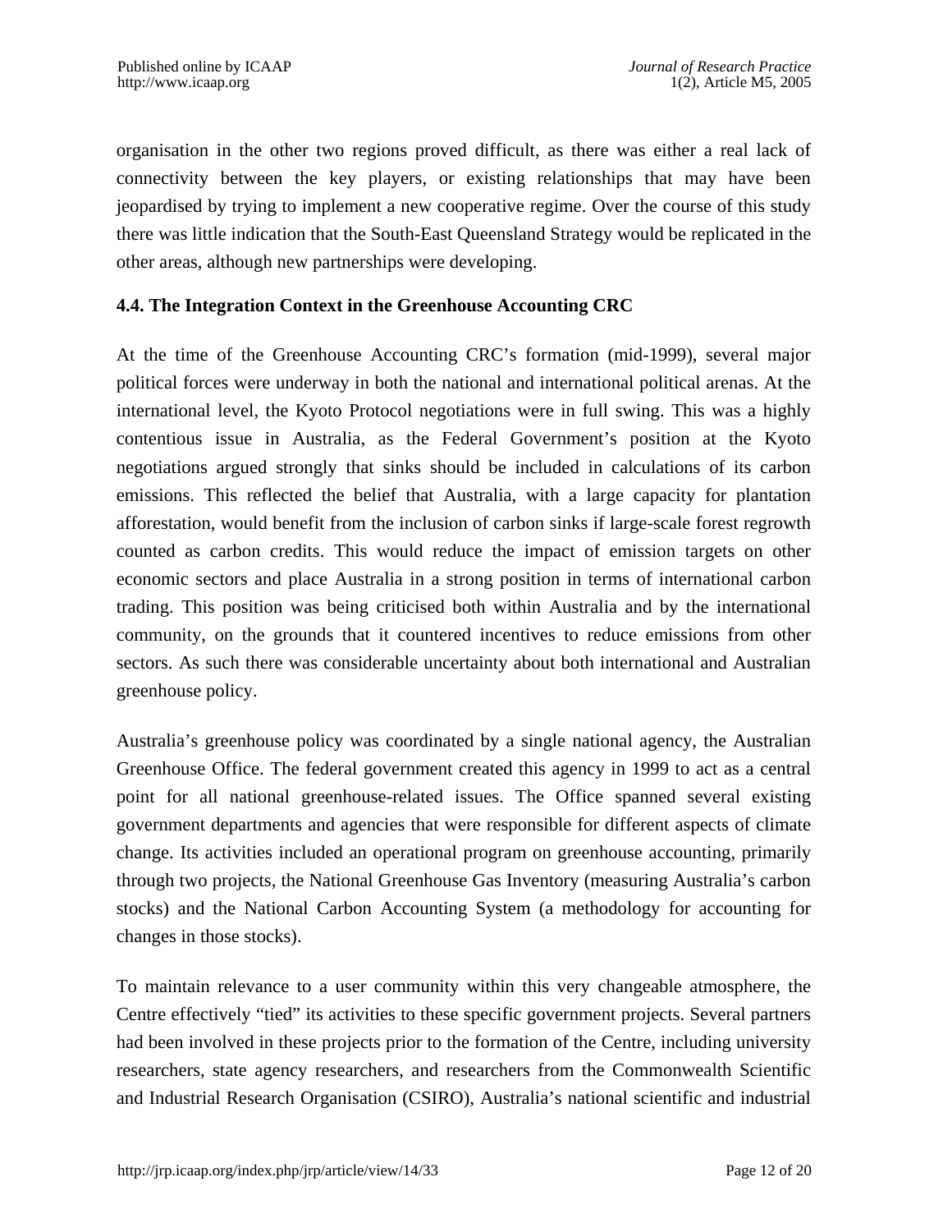organisation in the other two regions proved difficult, as there was either a real lack of connectivity between the key players, or existing relationships that may have been jeopardised by trying to implement a new cooperative regime. Over the course of this study there was little indication that the South-East Queensland Strategy would be replicated in the other areas, although new partnerships were developing.

### 4.4. The Integration Context in the Greenhouse Accounting CRC

At the time of the Greenhouse Accounting CRC's formation (mid-1999), several major political forces were underway in both the national and international political arenas. At the international level, the Kyoto Protocol negotiations were in full swing. This was a highly contentious issue in Australia, as the Federal Government's position at the Kyoto negotiations argued strongly that sinks should be included in calculations of its carbon emissions. This reflected the belief that Australia, with a large capacity for plantation afforestation, would benefit from the inclusion of carbon sinks if large-scale forest regrowth counted as carbon credits. This would reduce the impact of emission targets on other economic sectors and place Australia in a strong position in terms of international carbon trading. This position was being criticised both within Australia and by the international community, on the grounds that it countered incentives to reduce emissions from other sectors. As such there was considerable uncertainty about both international and Australian greenhouse policy.

Australia's greenhouse policy was coordinated by a single national agency, the Australian Greenhouse Office. The federal government created this agency in 1999 to act as a central point for all national greenhouse-related issues. The Office spanned several existing government departments and agencies that were responsible for different aspects of climate change. Its activities included an operational program on greenhouse accounting, primarily through two projects, the National Greenhouse Gas Inventory (measuring Australia's carbon stocks) and the National Carbon Accounting System (a methodology for accounting for changes in those stocks).

To maintain relevance to a user community within this very changeable atmosphere, the Centre effectively "tied" its activities to these specific government projects. Several partners had been involved in these projects prior to the formation of the Centre, including university researchers, state agency researchers, and researchers from the Commonwealth Scientific and Industrial Research Organisation (CSIRO), Australia's national scientific and industrial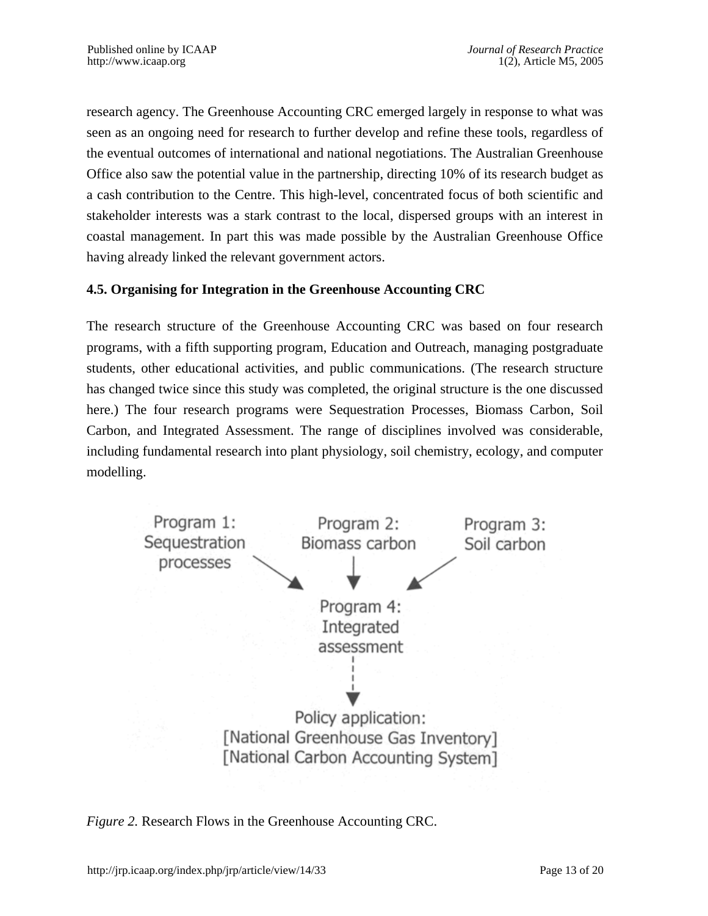research agency. The Greenhouse Accounting CRC emerged largely in response to what was seen as an ongoing need for research to further develop and refine these tools, regardless of the eventual outcomes of international and national negotiations. The Australian Greenhouse Office also saw the potential value in the partnership, directing 10% of its research budget as a cash contribution to the Centre. This high-level, concentrated focus of both scientific and stakeholder interests was a stark contrast to the local, dispersed groups with an interest in coastal management. In part this was made possible by the Australian Greenhouse Office having already linked the relevant government actors.

### 4.5. Organising for Integration in the Greenhouse Accounting CRC

The research structure of the Greenhouse Accounting CRC was based on four research programs, with a fifth supporting program, Education and Outreach, managing postgraduate students, other educational activities, and public communications. (The research structure has changed twice since this study was completed, the original structure is the one discussed here.) The four research programs were Sequestration Processes, Biomass Carbon, Soil Carbon, and Integrated Assessment. The range of disciplines involved was considerable, including fundamental research into plant physiology, soil chemistry, ecology, and computer modelling.

Program 1: Sequestration processes

Program 2: Biomass carbon

Program 3: Soil carbon

Program 4: Integrated assessment

Policy application:
[National Greenhouse Gas Inventory]
[National Carbon Accounting System]

*Figure 2*. Research Flows in the Greenhouse Accounting CRC.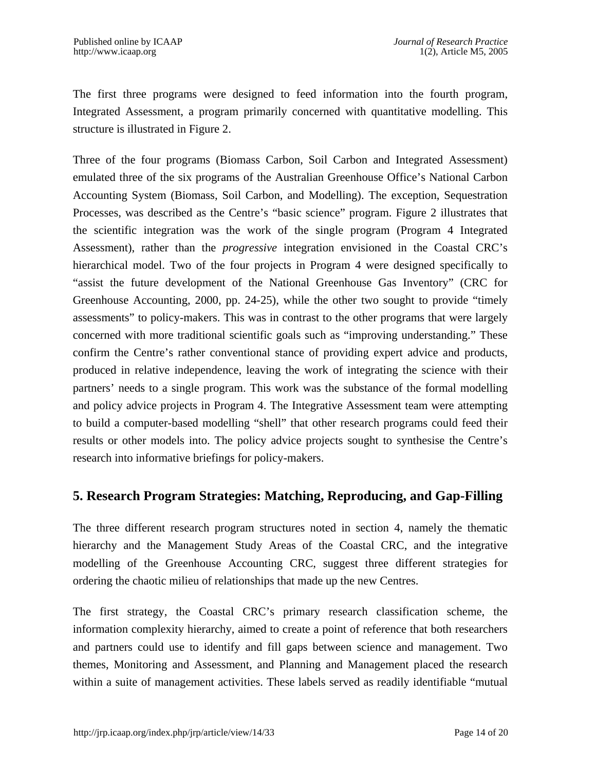The first three programs were designed to feed information into the fourth program, Integrated Assessment, a program primarily concerned with quantitative modelling. This structure is illustrated in Figure 2.

Three of the four programs (Biomass Carbon, Soil Carbon and Integrated Assessment) emulated three of the six programs of the Australian Greenhouse Office's National Carbon Accounting System (Biomass, Soil Carbon, and Modelling). The exception, Sequestration Processes, was described as the Centre's "basic science" program. Figure 2 illustrates that the scientific integration was the work of the single program (Program 4 Integrated Assessment), rather than the *progressive* integration envisioned in the Coastal CRC's hierarchical model. Two of the four projects in Program 4 were designed specifically to "assist the future development of the National Greenhouse Gas Inventory" (CRC for Greenhouse Accounting, 2000, pp. 24-25), while the other two sought to provide "timely assessments" to policy-makers. This was in contrast to the other programs that were largely concerned with more traditional scientific goals such as "improving understanding." These confirm the Centre's rather conventional stance of providing expert advice and products, produced in relative independence, leaving the work of integrating the science with their partners' needs to a single program. This work was the substance of the formal modelling and policy advice projects in Program 4. The Integrative Assessment team were attempting to build a computer-based modelling "shell" that other research programs could feed their results or other models into. The policy advice projects sought to synthesise the Centre's research into informative briefings for policy-makers.

## 5. Research Program Strategies: Matching, Reproducing, and Gap-Filling

The three different research program structures noted in section 4, namely the thematic hierarchy and the Management Study Areas of the Coastal CRC, and the integrative modelling of the Greenhouse Accounting CRC, suggest three different strategies for ordering the chaotic milieu of relationships that made up the new Centres.

The first strategy, the Coastal CRC's primary research classification scheme, the information complexity hierarchy, aimed to create a point of reference that both researchers and partners could use to identify and fill gaps between science and management. Two themes, Monitoring and Assessment, and Planning and Management placed the research within a suite of management activities. These labels served as readily identifiable "mutual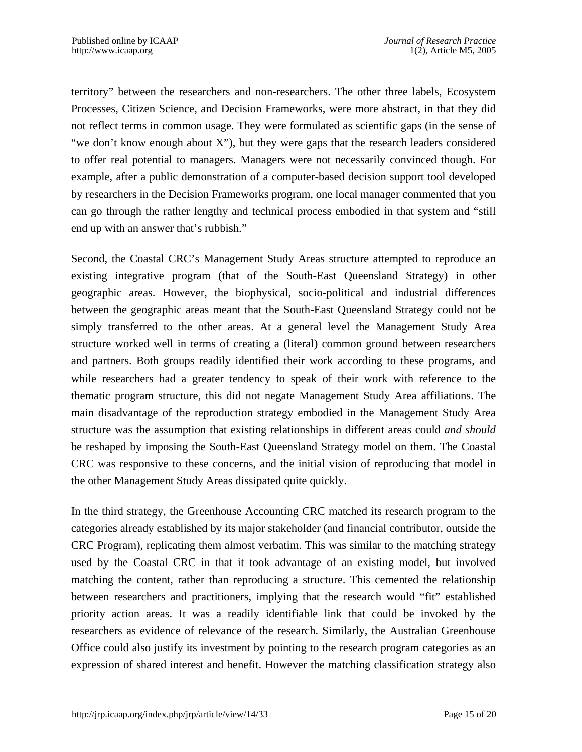territory" between the researchers and non-researchers. The other three labels, Ecosystem Processes, Citizen Science, and Decision Frameworks, were more abstract, in that they did not reflect terms in common usage. They were formulated as scientific gaps (in the sense of "we don't know enough about X"), but they were gaps that the research leaders considered to offer real potential to managers. Managers were not necessarily convinced though. For example, after a public demonstration of a computer-based decision support tool developed by researchers in the Decision Frameworks program, one local manager commented that you can go through the rather lengthy and technical process embodied in that system and "still end up with an answer that's rubbish."

Second, the Coastal CRC's Management Study Areas structure attempted to reproduce an existing integrative program (that of the South-East Queensland Strategy) in other geographic areas. However, the biophysical, socio-political and industrial differences between the geographic areas meant that the South-East Queensland Strategy could not be simply transferred to the other areas. At a general level the Management Study Area structure worked well in terms of creating a (literal) common ground between researchers and partners. Both groups readily identified their work according to these programs, and while researchers had a greater tendency to speak of their work with reference to the thematic program structure, this did not negate Management Study Area affiliations. The main disadvantage of the reproduction strategy embodied in the Management Study Area structure was the assumption that existing relationships in different areas could *and should* be reshaped by imposing the South-East Queensland Strategy model on them. The Coastal CRC was responsive to these concerns, and the initial vision of reproducing that model in the other Management Study Areas dissipated quite quickly.

In the third strategy, the Greenhouse Accounting CRC matched its research program to the categories already established by its major stakeholder (and financial contributor, outside the CRC Program), replicating them almost verbatim. This was similar to the matching strategy used by the Coastal CRC in that it took advantage of an existing model, but involved matching the content, rather than reproducing a structure. This cemented the relationship between researchers and practitioners, implying that the research would "fit" established priority action areas. It was a readily identifiable link that could be invoked by the researchers as evidence of relevance of the research. Similarly, the Australian Greenhouse Office could also justify its investment by pointing to the research program categories as an expression of shared interest and benefit. However the matching classification strategy also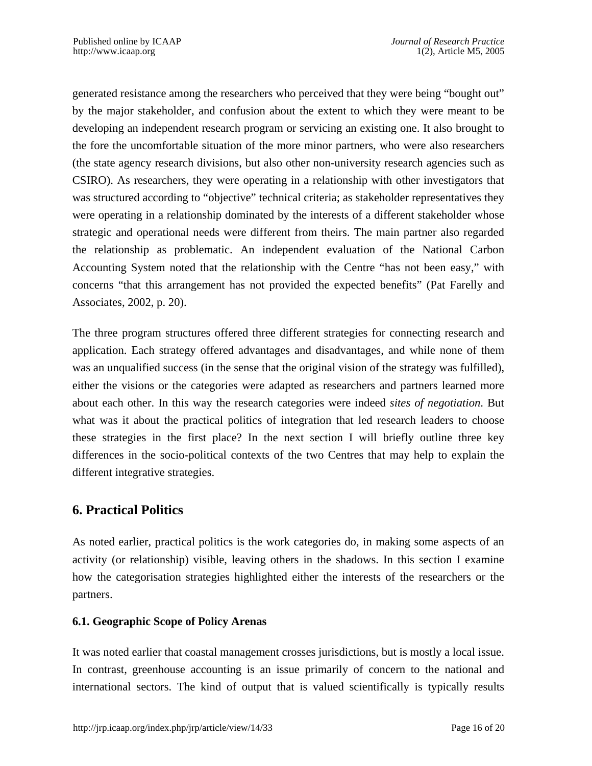generated resistance among the researchers who perceived that they were being “bought out” by the major stakeholder, and confusion about the extent to which they were meant to be developing an independent research program or servicing an existing one. It also brought to the fore the uncomfortable situation of the more minor partners, who were also researchers (the state agency research divisions, but also other non-university research agencies such as CSIRO). As researchers, they were operating in a relationship with other investigators that was structured according to “objective” technical criteria; as stakeholder representatives they were operating in a relationship dominated by the interests of a different stakeholder whose strategic and operational needs were different from theirs. The main partner also regarded the relationship as problematic. An independent evaluation of the National Carbon Accounting System noted that the relationship with the Centre “has not been easy,” with concerns “that this arrangement has not provided the expected benefits” (Pat Farelly and Associates, 2002, p. 20).

The three program structures offered three different strategies for connecting research and application. Each strategy offered advantages and disadvantages, and while none of them was an unqualified success (in the sense that the original vision of the strategy was fulfilled), either the visions or the categories were adapted as researchers and partners learned more about each other. In this way the research categories were indeed *sites of negotiation*. But what was it about the practical politics of integration that led research leaders to choose these strategies in the first place? In the next section I will briefly outline three key differences in the socio-political contexts of the two Centres that may help to explain the different integrative strategies.

## 6. Practical Politics

As noted earlier, practical politics is the work categories do, in making some aspects of an activity (or relationship) visible, leaving others in the shadows. In this section I examine how the categorisation strategies highlighted either the interests of the researchers or the partners.

### 6.1. Geographic Scope of Policy Arenas

It was noted earlier that coastal management crosses jurisdictions, but is mostly a local issue. In contrast, greenhouse accounting is an issue primarily of concern to the national and international sectors. The kind of output that is valued scientifically is typically results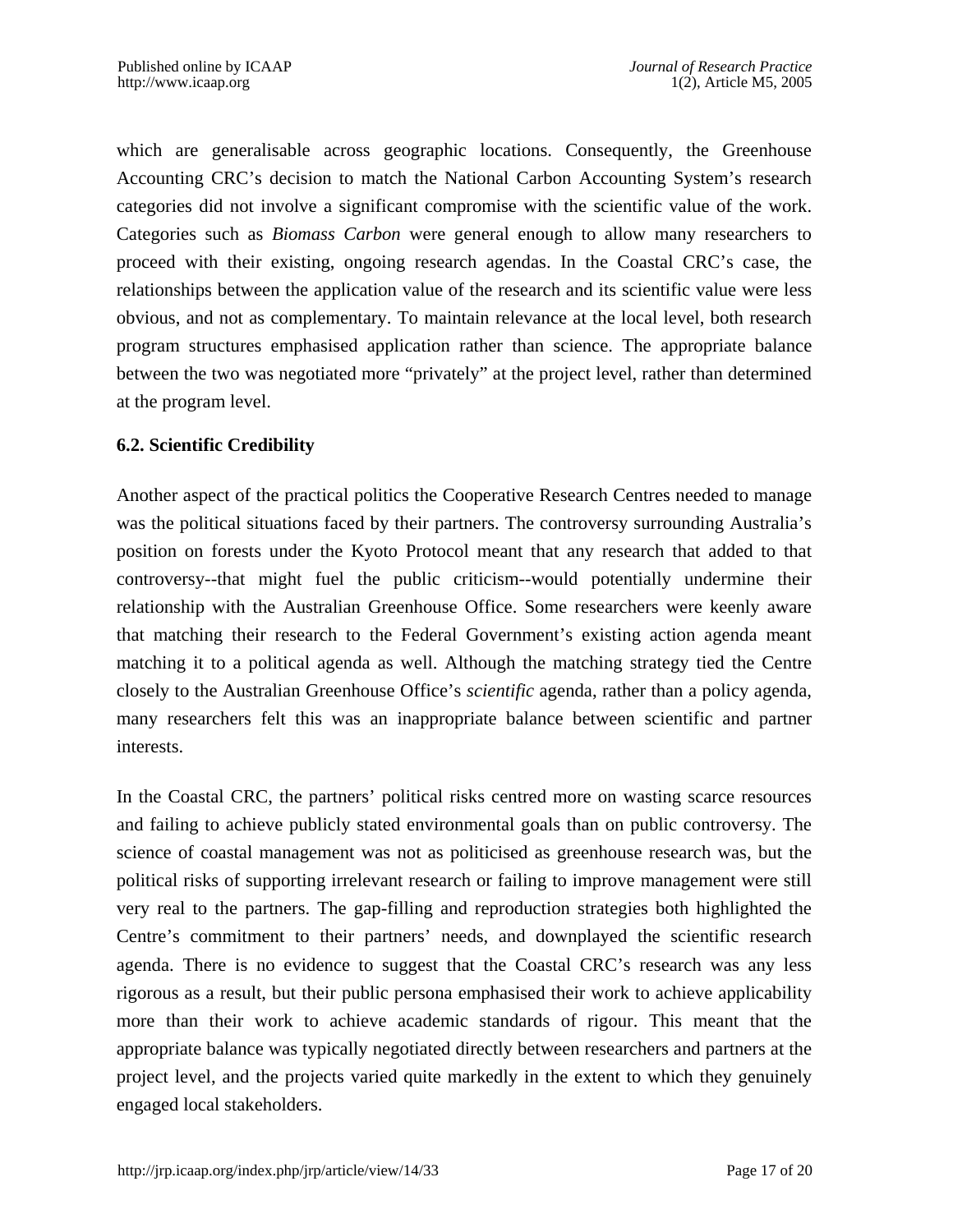which are generalisable across geographic locations. Consequently, the Greenhouse Accounting CRC's decision to match the National Carbon Accounting System's research categories did not involve a significant compromise with the scientific value of the work. Categories such as *Biomass Carbon* were general enough to allow many researchers to proceed with their existing, ongoing research agendas. In the Coastal CRC's case, the relationships between the application value of the research and its scientific value were less obvious, and not as complementary. To maintain relevance at the local level, both research program structures emphasised application rather than science. The appropriate balance between the two was negotiated more "privately" at the project level, rather than determined at the program level.

### 6.2. Scientific Credibility

Another aspect of the practical politics the Cooperative Research Centres needed to manage was the political situations faced by their partners. The controversy surrounding Australia's position on forests under the Kyoto Protocol meant that any research that added to that controversy--that might fuel the public criticism--would potentially undermine their relationship with the Australian Greenhouse Office. Some researchers were keenly aware that matching their research to the Federal Government's existing action agenda meant matching it to a political agenda as well. Although the matching strategy tied the Centre closely to the Australian Greenhouse Office's *scientific* agenda, rather than a policy agenda, many researchers felt this was an inappropriate balance between scientific and partner interests.

In the Coastal CRC, the partners' political risks centred more on wasting scarce resources and failing to achieve publicly stated environmental goals than on public controversy. The science of coastal management was not as politicised as greenhouse research was, but the political risks of supporting irrelevant research or failing to improve management were still very real to the partners. The gap-filling and reproduction strategies both highlighted the Centre's commitment to their partners' needs, and downplayed the scientific research agenda. There is no evidence to suggest that the Coastal CRC's research was any less rigorous as a result, but their public persona emphasised their work to achieve applicability more than their work to achieve academic standards of rigour. This meant that the appropriate balance was typically negotiated directly between researchers and partners at the project level, and the projects varied quite markedly in the extent to which they genuinely engaged local stakeholders.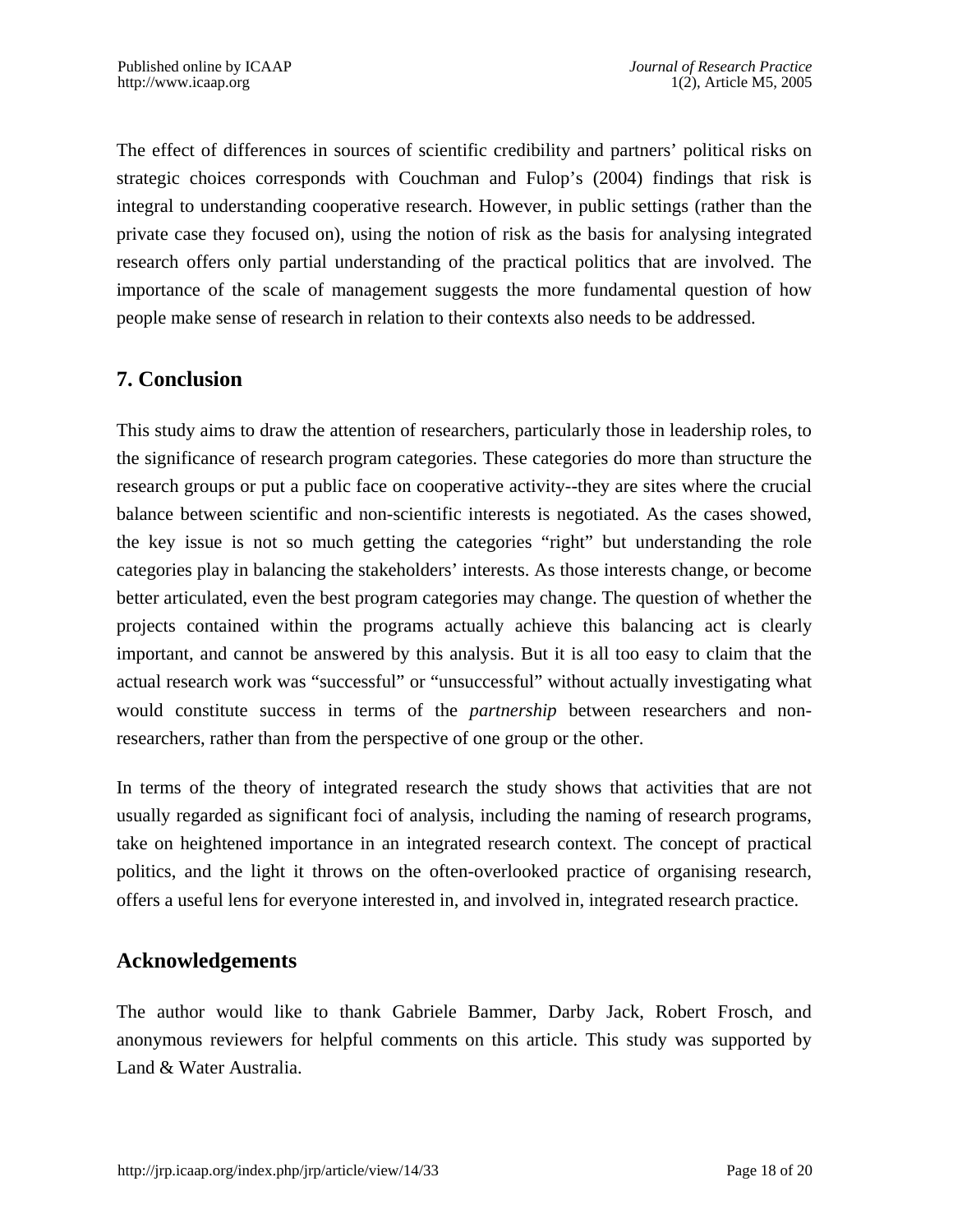The effect of differences in sources of scientific credibility and partners' political risks on strategic choices corresponds with Couchman and Fulop's (2004) findings that risk is integral to understanding cooperative research. However, in public settings (rather than the private case they focused on), using the notion of risk as the basis for analysing integrated research offers only partial understanding of the practical politics that are involved. The importance of the scale of management suggests the more fundamental question of how people make sense of research in relation to their contexts also needs to be addressed.

## 7. Conclusion

This study aims to draw the attention of researchers, particularly those in leadership roles, to the significance of research program categories. These categories do more than structure the research groups or put a public face on cooperative activity--they are sites where the crucial balance between scientific and non-scientific interests is negotiated. As the cases showed, the key issue is not so much getting the categories "right" but understanding the role categories play in balancing the stakeholders' interests. As those interests change, or become better articulated, even the best program categories may change. The question of whether the projects contained within the programs actually achieve this balancing act is clearly important, and cannot be answered by this analysis. But it is all too easy to claim that the actual research work was "successful" or "unsuccessful" without actually investigating what would constitute success in terms of the *partnership* between researchers and non-researchers, rather than from the perspective of one group or the other.

In terms of the theory of integrated research the study shows that activities that are not usually regarded as significant foci of analysis, including the naming of research programs, take on heightened importance in an integrated research context. The concept of practical politics, and the light it throws on the often-overlooked practice of organising research, offers a useful lens for everyone interested in, and involved in, integrated research practice.

## Acknowledgements

The author would like to thank Gabriele Bammer, Darby Jack, Robert Frosch, and anonymous reviewers for helpful comments on this article. This study was supported by Land & Water Australia.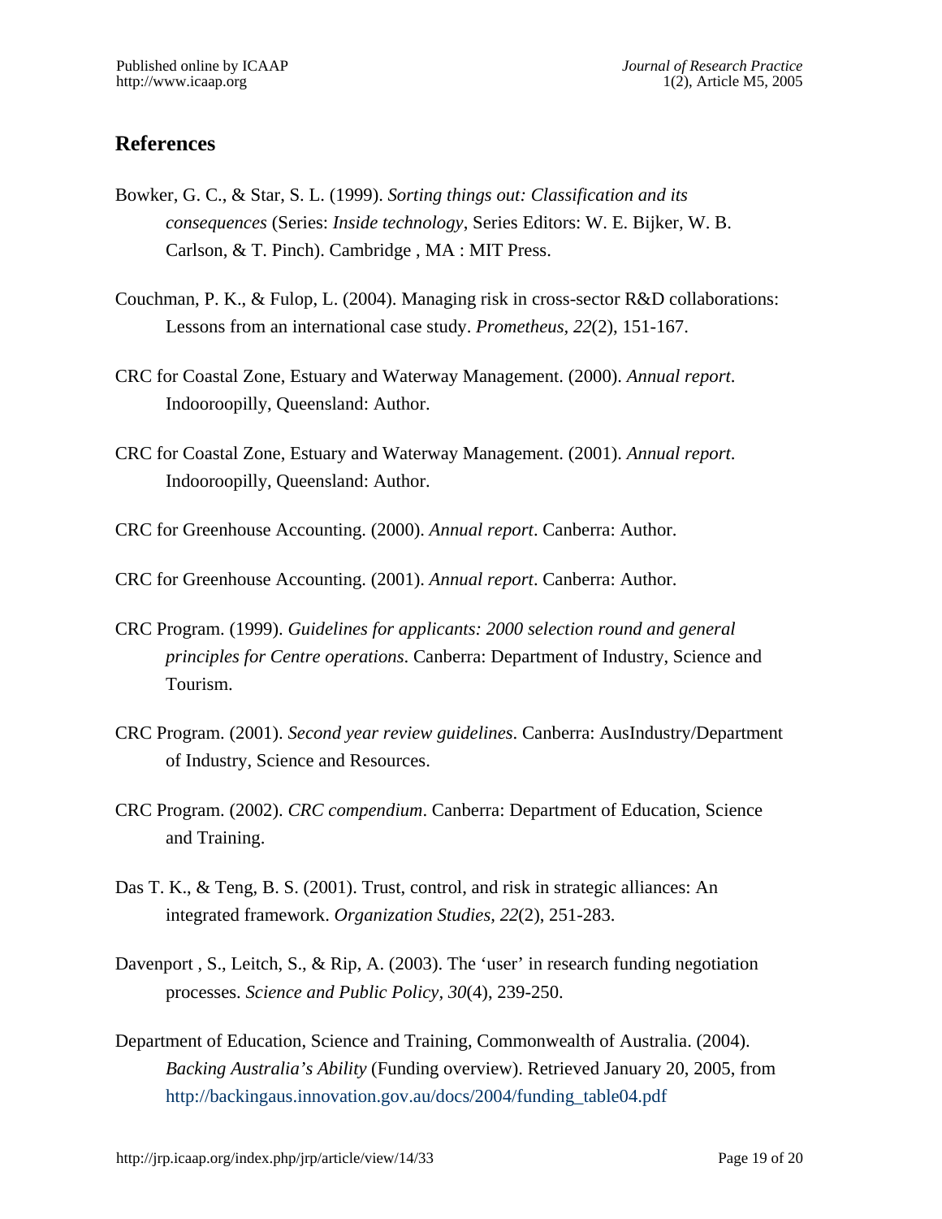## References

Bowker, G. C., & Star, S. L. (1999). *Sorting things out: Classification and its consequences* (Series: *Inside technology*, Series Editors: W. E. Bijker, W. B. Carlson, & T. Pinch). Cambridge , MA : MIT Press.

Couchman, P. K., & Fulop, L. (2004). Managing risk in cross-sector R&D collaborations: Lessons from an international case study. *Prometheus*, *22*(2), 151-167.

CRC for Coastal Zone, Estuary and Waterway Management. (2000). *Annual report*. Indooroopilly, Queensland: Author.

CRC for Coastal Zone, Estuary and Waterway Management. (2001). *Annual report*. Indooroopilly, Queensland: Author.

CRC for Greenhouse Accounting. (2000). *Annual report*. Canberra: Author.

CRC for Greenhouse Accounting. (2001). *Annual report*. Canberra: Author.

CRC Program. (1999). *Guidelines for applicants: 2000 selection round and general principles for Centre operations*. Canberra: Department of Industry, Science and Tourism.

CRC Program. (2001). *Second year review guidelines*. Canberra: AusIndustry/Department of Industry, Science and Resources.

CRC Program. (2002). *CRC compendium*. Canberra: Department of Education, Science and Training.

Das T. K., & Teng, B. S. (2001). Trust, control, and risk in strategic alliances: An integrated framework. *Organization Studies*, *22*(2), 251-283.

Davenport , S., Leitch, S., & Rip, A. (2003). The 'user' in research funding negotiation processes. *Science and Public Policy*, *30*(4), 239-250.

Department of Education, Science and Training, Commonwealth of Australia. (2004). *Backing Australia's Ability* (Funding overview). Retrieved January 20, 2005, from http://backingaus.innovation.gov.au/docs/2004/funding_table04.pdf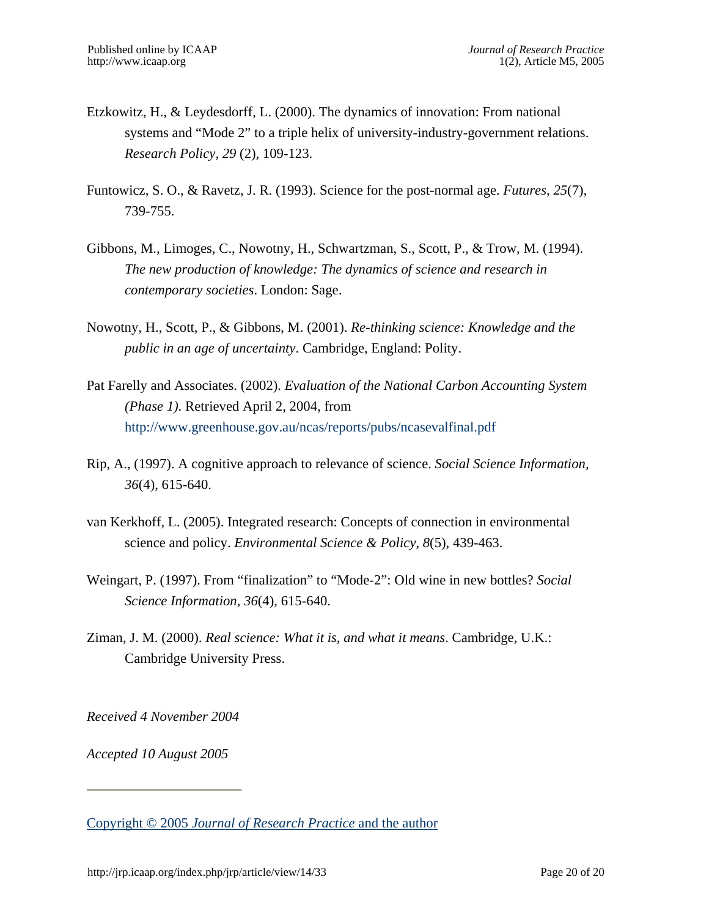Etzkowitz, H., & Leydesdorff, L. (2000). The dynamics of innovation: From national systems and "Mode 2" to a triple helix of university-industry-government relations. *Research Policy, 29* (2), 109-123.

Funtowicz, S. O., & Ravetz, J. R. (1993). Science for the post-normal age. *Futures, 25*(7), 739-755.

Gibbons, M., Limoges, C., Nowotny, H., Schwartzman, S., Scott, P., & Trow, M. (1994). *The new production of knowledge: The dynamics of science and research in contemporary societies*. London: Sage.

Nowotny, H., Scott, P., & Gibbons, M. (2001). *Re-thinking science: Knowledge and the public in an age of uncertainty*. Cambridge, England: Polity.

Pat Farelly and Associates. (2002). *Evaluation of the National Carbon Accounting System (Phase 1)*. Retrieved April 2, 2004, from http://www.greenhouse.gov.au/ncas/reports/pubs/ncasevalfinal.pdf

Rip, A., (1997). A cognitive approach to relevance of science. *Social Science Information, 36*(4), 615-640.

van Kerkhoff, L. (2005). Integrated research: Concepts of connection in environmental science and policy. *Environmental Science & Policy, 8*(5), 439-463.

Weingart, P. (1997). From "finalization" to "Mode-2": Old wine in new bottles? *Social Science Information, 36*(4), 615-640.

Ziman, J. M. (2000). *Real science: What it is, and what it means*. Cambridge, U.K.: Cambridge University Press.

*Received 4 November 2004*

*Accepted 10 August 2005*

---

Copyright © 2005 *Journal of Research Practice* and the author